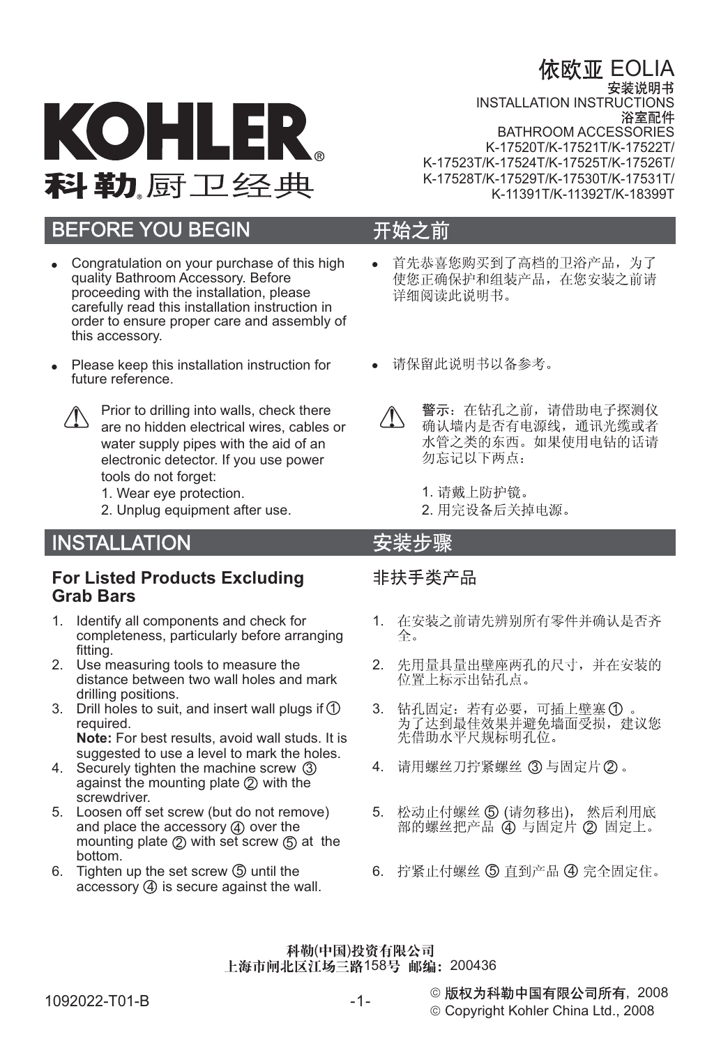KOHLER®
科勒®厨卫经典

# 依欧亚 EOLIA

**安装说明书**
INSTALLATION INSTRUCTIONS
**浴室配件**
BATHROOM ACCESSORIES
K-17520T/K-17521T/K-17522T/
K-17523T/K-17524T/K-17525T/K-17526T/
K-17528T/K-17529T/K-17530T/K-17531T/
K-11391T/K-11392T/K-18399T

## BEFORE YOU BEGIN

- Congratulation on your purchase of this high quality Bathroom Accessory. Before proceeding with the installation, please carefully read this installation instruction in order to ensure proper care and assembly of this accessory.
- Please keep this installation instruction for future reference.

⚠ Prior to drilling into walls, check there are no hidden electrical wires, cables or water supply pipes with the aid of an electronic detector. If you use power tools do not forget:
1. Wear eye protection.
2. Unplug equipment after use.

## 开始之前

- 首先恭喜您购买到了高档的卫浴产品，为了使您正确保护和组装产品，在您安装之前请详细阅读此说明书。
- 请保留此说明书以备参考。

⚠ 警示：在钻孔之前，请借助电子探测仪确认墙内是否有电源线，通讯光缆或者水管之类的东西。如果使用电钻的话请勿忘记以下两点：
1. 请戴上防护镜。
2. 用完设备后关掉电源。

## INSTALLATION

### For Listed Products Excluding Grab Bars

1. Identify all components and check for completeness, particularly before arranging fitting.
2. Use measuring tools to measure the distance between two wall holes and mark drilling positions.
3. Drill holes to suit, and insert wall plugs if ① required.
   **Note:** For best results, avoid wall studs. It is suggested to use a level to mark the holes.
4. Securely tighten the machine screw ③ against the mounting plate ② with the screwdriver.
5. Loosen off set screw (but do not remove) and place the accessory ④ over the mounting plate ② with set screw ⑤ at the bottom.
6. Tighten up the set screw ⑤ until the accessory ④ is secure against the wall.

## 安装步骤

### 非扶手类产品

1. 在安装之前请先辨别所有零件并确认是否齐全。
2. 先用量具量出壁座两孔的尺寸，并在安装的位置上标示出钻孔点。
3. 钻孔固定：若有必要，可插上壁塞① 。
   为了达到最佳效果并避免墙面受损，建议您先借助水平尺规标明孔位。
4. 请用螺丝刀拧紧螺丝 ③ 与固定片② 。
5. 松动止付螺丝 ⑤ (请勿移出)， 然后利用底部的螺丝把产品 ④ 与固定片 ② 固定上。
6. 拧紧止付螺丝 ⑤ 直到产品 ④ 完全固定住。

科勒(中国)投资有限公司
上海市闸北区江场三路158号 邮编：200436

1092022-T01-B

© 版权为科勒中国有限公司所有，2008
© Copyright Kohler China Ltd., 2008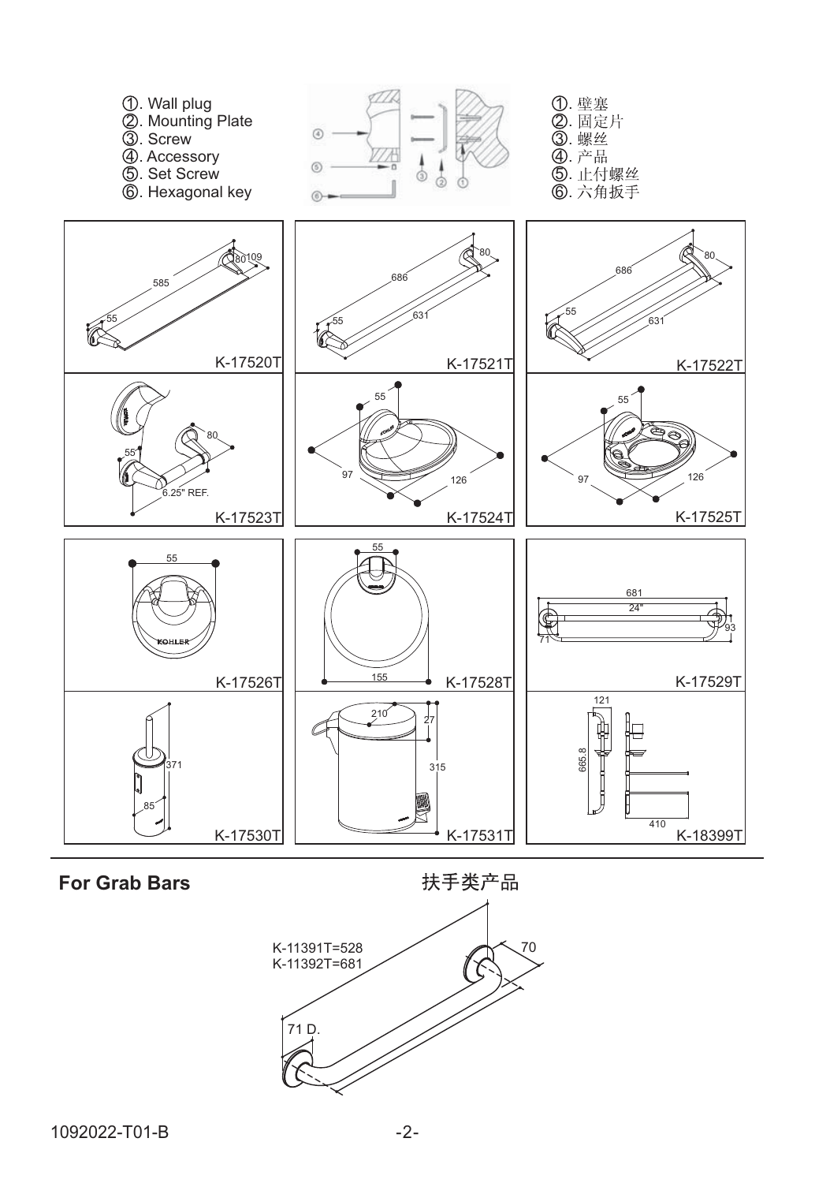①. Wall plug
②. Mounting Plate
③. Screw
④. Accessory
⑤. Set Screw
⑥. Hexagonal key

①. 壁塞
②. 固定片
③. 螺丝
④. 产品
⑤. 止付螺丝
⑥. 六角扳手

K-17520T: 585, 55, 80, 109

K-17521T: 686, 631, 55, 80

K-17522T: 686, 631, 55, 80

K-17523T: 55, 80, 6.25" REF.

K-17524T: 55, 97, 126

K-17525T: 55, 97, 126

K-17526T: 55

K-17528T: 55, 155

K-17529T: 681, 24", 71, 93

K-17530T: 371, 85

K-17531T: 210, 27, 315

K-18399T: 121, 665.8, 410

## For Grab Bars

## 扶手类产品

K-11391T=528
K-11392T=681
71 D.
70

1092022-T01-B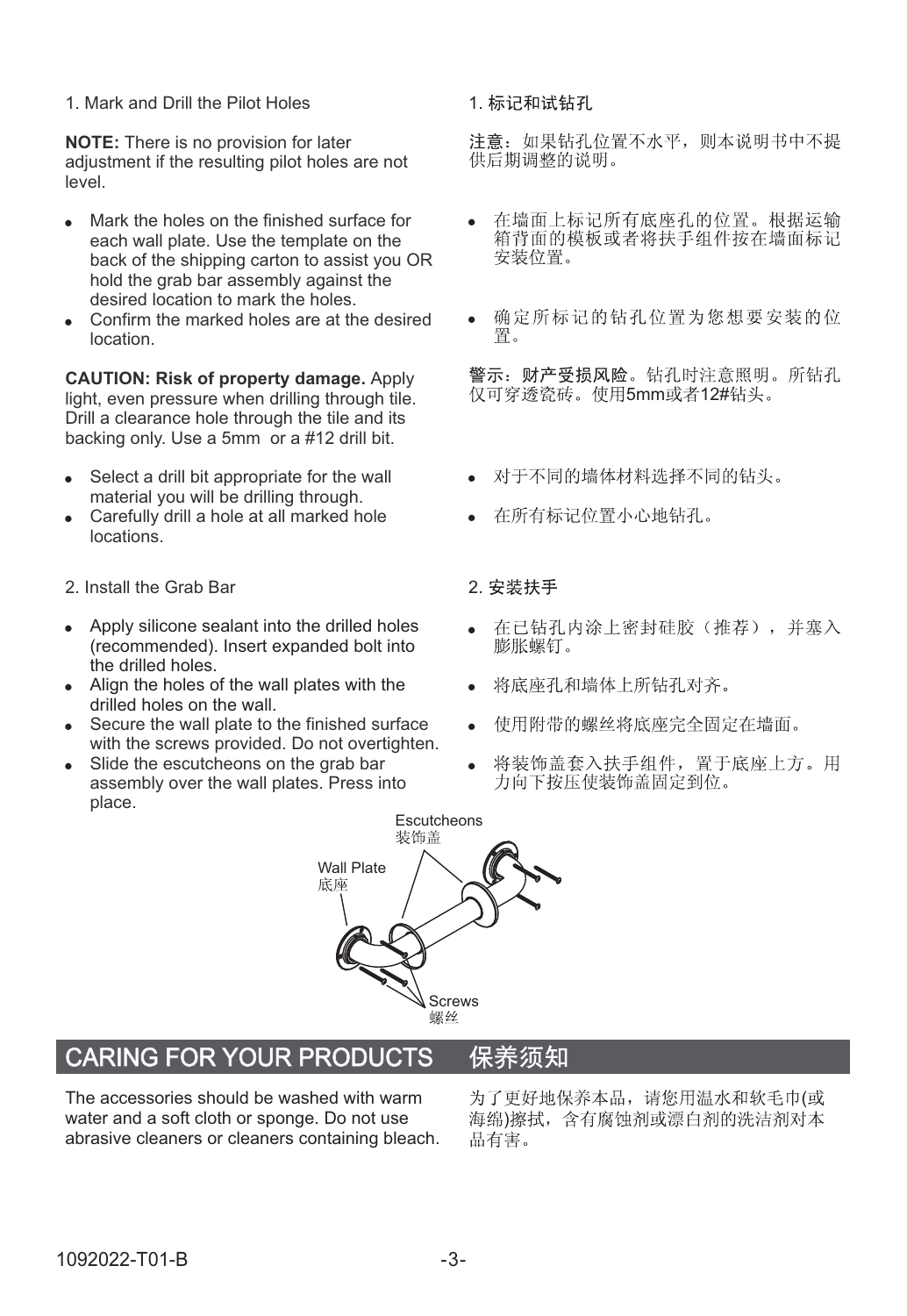1. Mark and Drill the Pilot Holes

**NOTE:** There is no provision for later adjustment if the resulting pilot holes are not level.

- Mark the holes on the finished surface for each wall plate. Use the template on the back of the shipping carton to assist you OR hold the grab bar assembly against the desired location to mark the holes.
- Confirm the marked holes are at the desired location.

**CAUTION: Risk of property damage.** Apply light, even pressure when drilling through tile. Drill a clearance hole through the tile and its backing only. Use a 5mm or a #12 drill bit.

- Select a drill bit appropriate for the wall material you will be drilling through.
- Carefully drill a hole at all marked hole locations.

2. Install the Grab Bar

- Apply silicone sealant into the drilled holes (recommended). Insert expanded bolt into the drilled holes.
- Align the holes of the wall plates with the drilled holes on the wall.
- Secure the wall plate to the finished surface with the screws provided. Do not overtighten.
- Slide the escutcheons on the grab bar assembly over the wall plates. Press into place.

1. 标记和试钻孔

**注意**：如果钻孔位置不水平，则本说明书中不提供后期调整的说明。

- 在墙面上标记所有底座孔的位置。根据运输箱背面的模板或者将扶手组件按在墙面标记安装位置。
- 确定所标记的钻孔位置为您想要安装的位置。

**警示：财产受损风险**。钻孔时注意照明。所钻孔仅可穿透瓷砖。使用5mm或者12#钻头。

- 对于不同的墙体材料选择不同的钻头。
- 在所有标记位置小心地钻孔。

2. 安装扶手

- 在已钻孔内涂上密封硅胶（推荐），并塞入膨胀螺钉。
- 将底座孔和墙体上所钻孔对齐。
- 使用附带的螺丝将底座完全固定在墙面。
- 将装饰盖套入扶手组件，置于底座上方。用力向下按压使装饰盖固定到位。

Escutcheons
装饰盖

Wall Plate
底座

Screws
螺丝

## CARING FOR YOUR PRODUCTS 保养须知

The accessories should be washed with warm water and a soft cloth or sponge. Do not use abrasive cleaners or cleaners containing bleach.

为了更好地保养本品，请您用温水和软毛巾(或海绵)擦拭，含有腐蚀剂或漂白剂的洗洁剂对本品有害。

1092022-T01-B